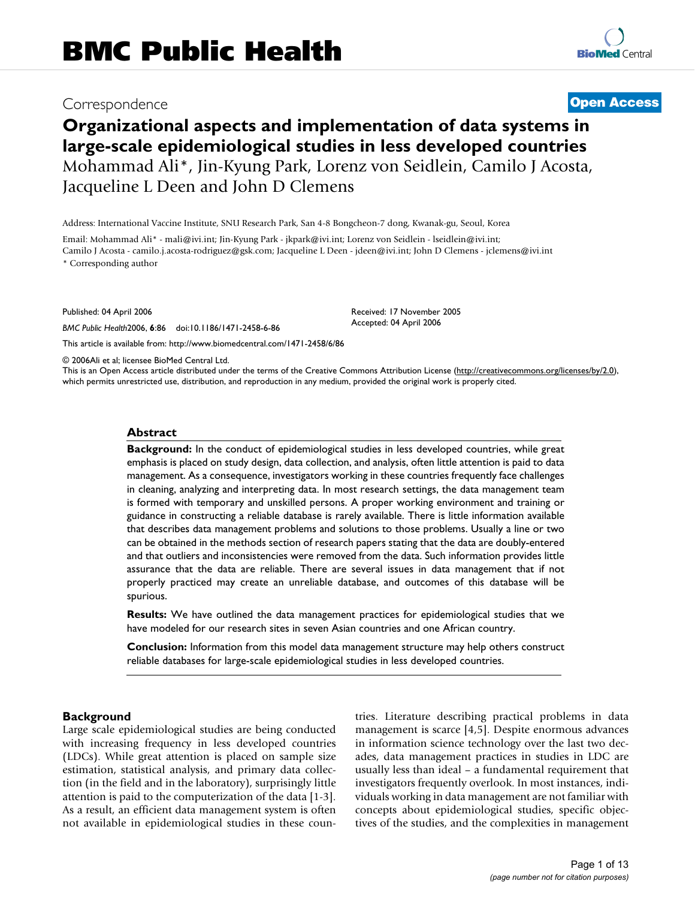# BMC Public Health

Correspondence

**Open Access**

## Organizational aspects and implementation of data systems in large-scale epidemiological studies in less developed countries

Mohammad Ali*, Jin-Kyung Park, Lorenz von Seidlein, Camilo J Acosta, Jacqueline L Deen and John D Clemens

Address: International Vaccine Institute, SNU Research Park, San 4-8 Bongcheon-7 dong, Kwanak-gu, Seoul, Korea

Email: Mohammad Ali* - mali@ivi.int; Jin-Kyung Park - jkpark@ivi.int; Lorenz von Seidlein - lseidlein@ivi.int; Camilo J Acosta - camilo.j.acosta-rodriguez@gsk.com; Jacqueline L Deen - jdeen@ivi.int; John D Clemens - jclemens@ivi.int

* Corresponding author

Published: 04 April 2006

*BMC Public Health*2006, **6**:86 doi:10.1186/1471-2458-6-86

Received: 17 November 2005
Accepted: 04 April 2006

This article is available from: http://www.biomedcentral.com/1471-2458/6/86

© 2006Ali et al; licensee BioMed Central Ltd.
This is an Open Access article distributed under the terms of the Creative Commons Attribution License (http://creativecommons.org/licenses/by/2.0), which permits unrestricted use, distribution, and reproduction in any medium, provided the original work is properly cited.

### Abstract

**Background:** In the conduct of epidemiological studies in less developed countries, while great emphasis is placed on study design, data collection, and analysis, often little attention is paid to data management. As a consequence, investigators working in these countries frequently face challenges in cleaning, analyzing and interpreting data. In most research settings, the data management team is formed with temporary and unskilled persons. A proper working environment and training or guidance in constructing a reliable database is rarely available. There is little information available that describes data management problems and solutions to those problems. Usually a line or two can be obtained in the methods section of research papers stating that the data are doubly-entered and that outliers and inconsistencies were removed from the data. Such information provides little assurance that the data are reliable. There are several issues in data management that if not properly practiced may create an unreliable database, and outcomes of this database will be spurious.

**Results:** We have outlined the data management practices for epidemiological studies that we have modeled for our research sites in seven Asian countries and one African country.

**Conclusion:** Information from this model data management structure may help others construct reliable databases for large-scale epidemiological studies in less developed countries.

### Background

Large scale epidemiological studies are being conducted with increasing frequency in less developed countries (LDCs). While great attention is placed on sample size estimation, statistical analysis, and primary data collection (in the field and in the laboratory), surprisingly little attention is paid to the computerization of the data [1-3]. As a result, an efficient data management system is often not available in epidemiological studies in these countries. Literature describing practical problems in data management is scarce [4,5]. Despite enormous advances in information science technology over the last two decades, data management practices in studies in LDC are usually less than ideal – a fundamental requirement that investigators frequently overlook. In most instances, individuals working in data management are not familiar with concepts about epidemiological studies, specific objectives of the studies, and the complexities in management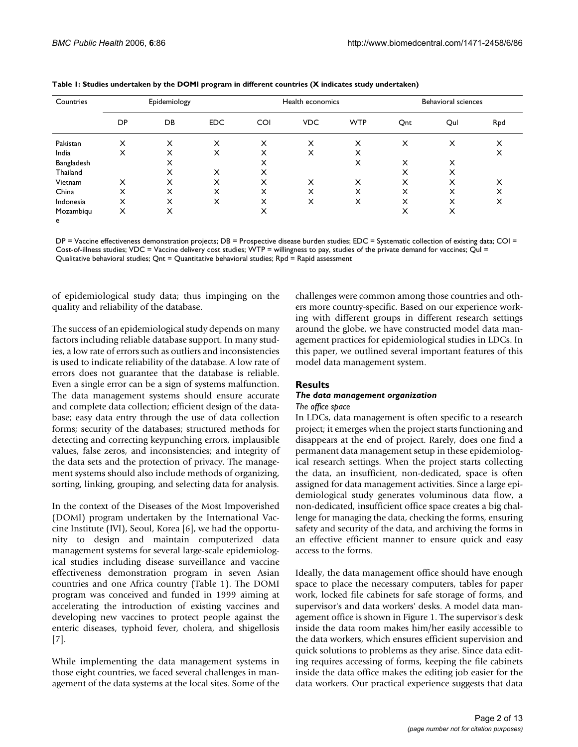**Table 1: Studies undertaken by the DOMI program in different countries (X indicates study undertaken)**

| Countries | Epidemiology | | | Health economics | | | Behavioral sciences | | |
|---|---|---|---|---|---|---|---|---|---|
| | DP | DB | EDC | COI | VDC | WTP | Qnt | Qul | Rpd |
| Pakistan | X | X | X | X | X | X | X | X | X |
| India | X | X | X | X | X | X | | | X |
| Bangladesh | | X | | X | | X | X | X | |
| Thailand | | X | X | X | | | X | X | |
| Vietnam | X | X | X | X | X | X | X | X | X |
| China | X | X | X | X | X | X | X | X | X |
| Indonesia | X | X | X | X | X | X | X | X | X |
| Mozambique | X | X | | X | | | X | X | |

DP = Vaccine effectiveness demonstration projects; DB = Prospective disease burden studies; EDC = Systematic collection of existing data; COI = Cost-of-illness studies; VDC = Vaccine delivery cost studies; WTP = willingness to pay, studies of the private demand for vaccines; Qul = Qualitative behavioral studies; Qnt = Quantitative behavioral studies; Rpd = Rapid assessment

of epidemiological study data; thus impinging on the quality and reliability of the database.

The success of an epidemiological study depends on many factors including reliable database support. In many studies, a low rate of errors such as outliers and inconsistencies is used to indicate reliability of the database. A low rate of errors does not guarantee that the database is reliable. Even a single error can be a sign of systems malfunction. The data management systems should ensure accurate and complete data collection; efficient design of the database; easy data entry through the use of data collection forms; security of the databases; structured methods for detecting and correcting keypunching errors, implausible values, false zeros, and inconsistencies; and integrity of the data sets and the protection of privacy. The management systems should also include methods of organizing, sorting, linking, grouping, and selecting data for analysis.

In the context of the Diseases of the Most Impoverished (DOMI) program undertaken by the International Vaccine Institute (IVI), Seoul, Korea [6], we had the opportunity to design and maintain computerized data management systems for several large-scale epidemiological studies including disease surveillance and vaccine effectiveness demonstration program in seven Asian countries and one Africa country (Table 1). The DOMI program was conceived and funded in 1999 aiming at accelerating the introduction of existing vaccines and developing new vaccines to protect people against the enteric diseases, typhoid fever, cholera, and shigellosis [7].

While implementing the data management systems in those eight countries, we faced several challenges in management of the data systems at the local sites. Some of the challenges were common among those countries and others more country-specific. Based on our experience working with different groups in different research settings around the globe, we have constructed model data management practices for epidemiological studies in LDCs. In this paper, we outlined several important features of this model data management system.

## Results

### The data management organization

*The office space*

In LDCs, data management is often specific to a research project; it emerges when the project starts functioning and disappears at the end of project. Rarely, does one find a permanent data management setup in these epidemiological research settings. When the project starts collecting the data, an insufficient, non-dedicated, space is often assigned for data management activities. Since a large epidemiological study generates voluminous data flow, a non-dedicated, insufficient office space creates a big challenge for managing the data, checking the forms, ensuring safety and security of the data, and archiving the forms in an effective efficient manner to ensure quick and easy access to the forms.

Ideally, the data management office should have enough space to place the necessary computers, tables for paper work, locked file cabinets for safe storage of forms, and supervisor's and data workers' desks. A model data management office is shown in Figure 1. The supervisor's desk inside the data room makes him/her easily accessible to the data workers, which ensures efficient supervision and quick solutions to problems as they arise. Since data editing requires accessing of forms, keeping the file cabinets inside the data office makes the editing job easier for the data workers. Our practical experience suggests that data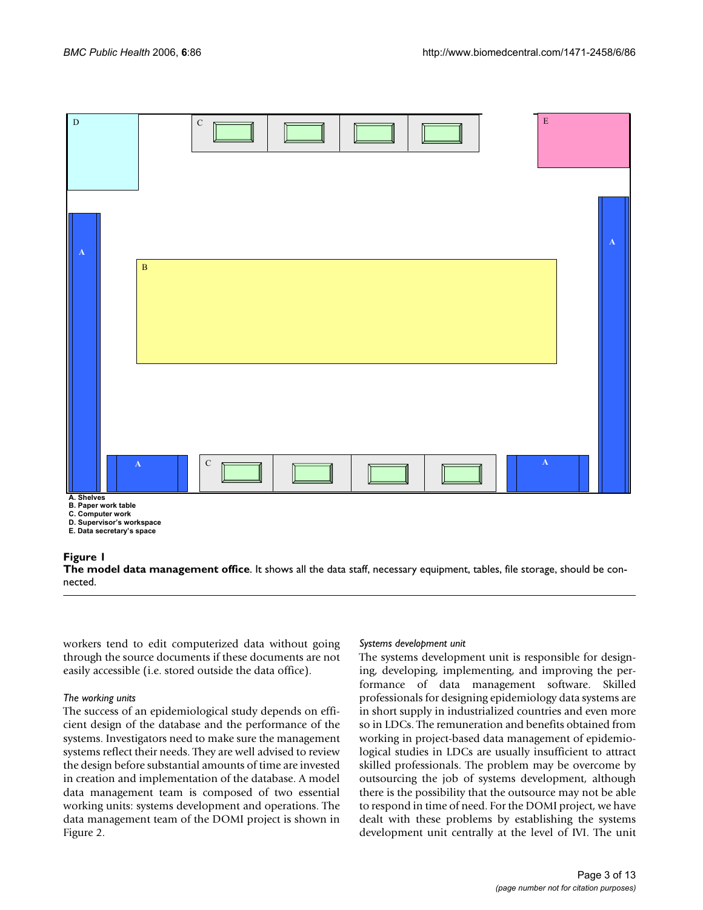A. Shelves
B. Paper work table
C. Computer work
D. Supervisor's workspace
E. Data secretary's space

**Figure 1**
**The model data management office**. It shows all the data staff, necessary equipment, tables, file storage, should be connected.

workers tend to edit computerized data without going through the source documents if these documents are not easily accessible (i.e. stored outside the data office).

*The working units*

The success of an epidemiological study depends on efficient design of the database and the performance of the systems. Investigators need to make sure the management systems reflect their needs. They are well advised to review the design before substantial amounts of time are invested in creation and implementation of the database. A model data management team is composed of two essential working units: systems development and operations. The data management team of the DOMI project is shown in Figure 2.

*Systems development unit*

The systems development unit is responsible for designing, developing, implementing, and improving the performance of data management software. Skilled professionals for designing epidemiology data systems are in short supply in industrialized countries and even more so in LDCs. The remuneration and benefits obtained from working in project-based data management of epidemiological studies in LDCs are usually insufficient to attract skilled professionals. The problem may be overcome by outsourcing the job of systems development, although there is the possibility that the outsource may not be able to respond in time of need. For the DOMI project, we have dealt with these problems by establishing the systems development unit centrally at the level of IVI. The unit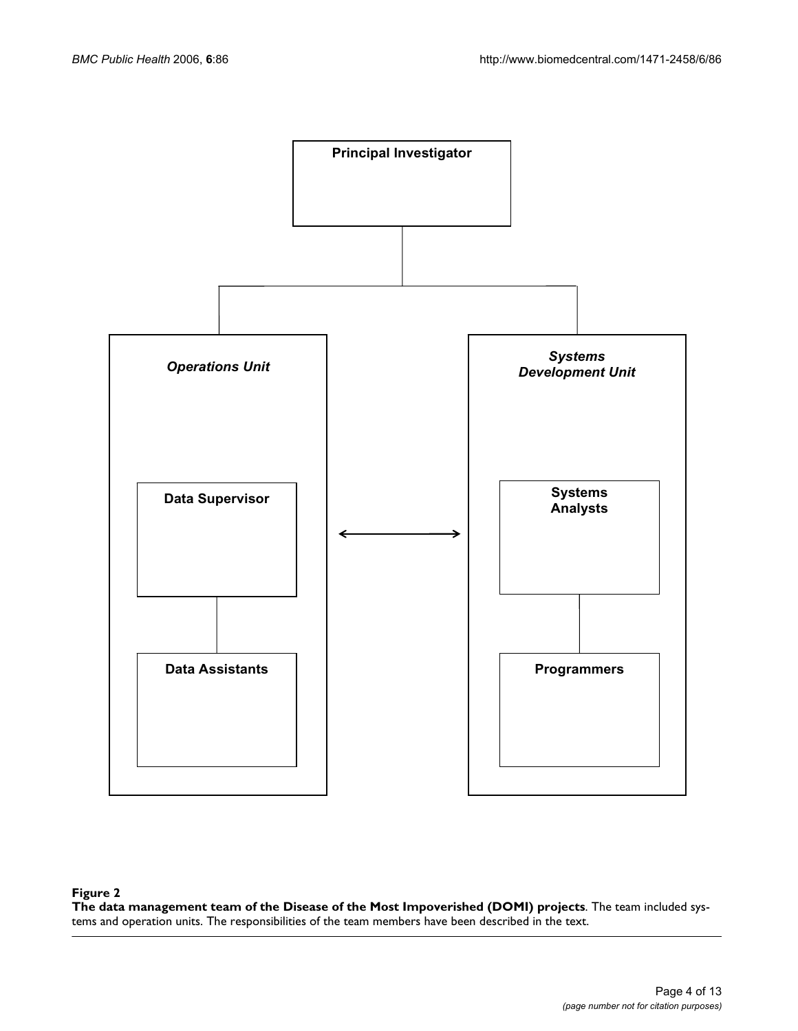Principal Investigator

*Operations Unit*

Data Supervisor

Data Assistants

*Systems Development Unit*

Systems Analysts

Programmers

**Figure 2**

**The data management team of the Disease of the Most Impoverished (DOMI) projects**. The team included systems and operation units. The responsibilities of the team members have been described in the text.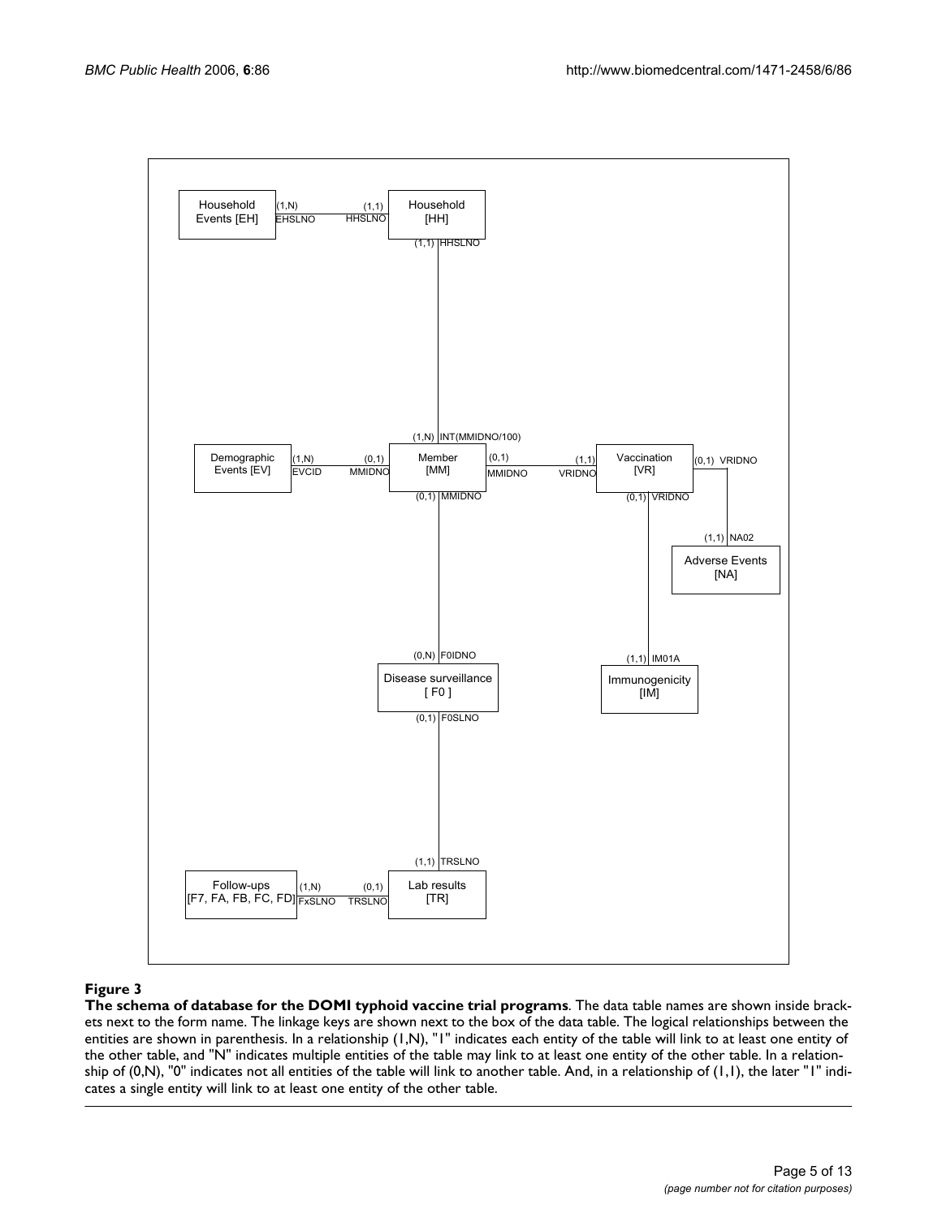#### Figure 3

**The schema of database for the DOMI typhoid vaccine trial programs**. The data table names are shown inside brackets next to the form name. The linkage keys are shown next to the box of the data table. The logical relationships between the entities are shown in parenthesis. In a relationship (1,N), "1" indicates each entity of the table will link to at least one entity of the other table, and "N" indicates multiple entities of the table may link to at least one entity of the other table. In a relationship of (0,N), "0" indicates not all entities of the table will link to another table. And, in a relationship of (1,1), the later "1" indicates a single entity will link to at least one entity of the other table.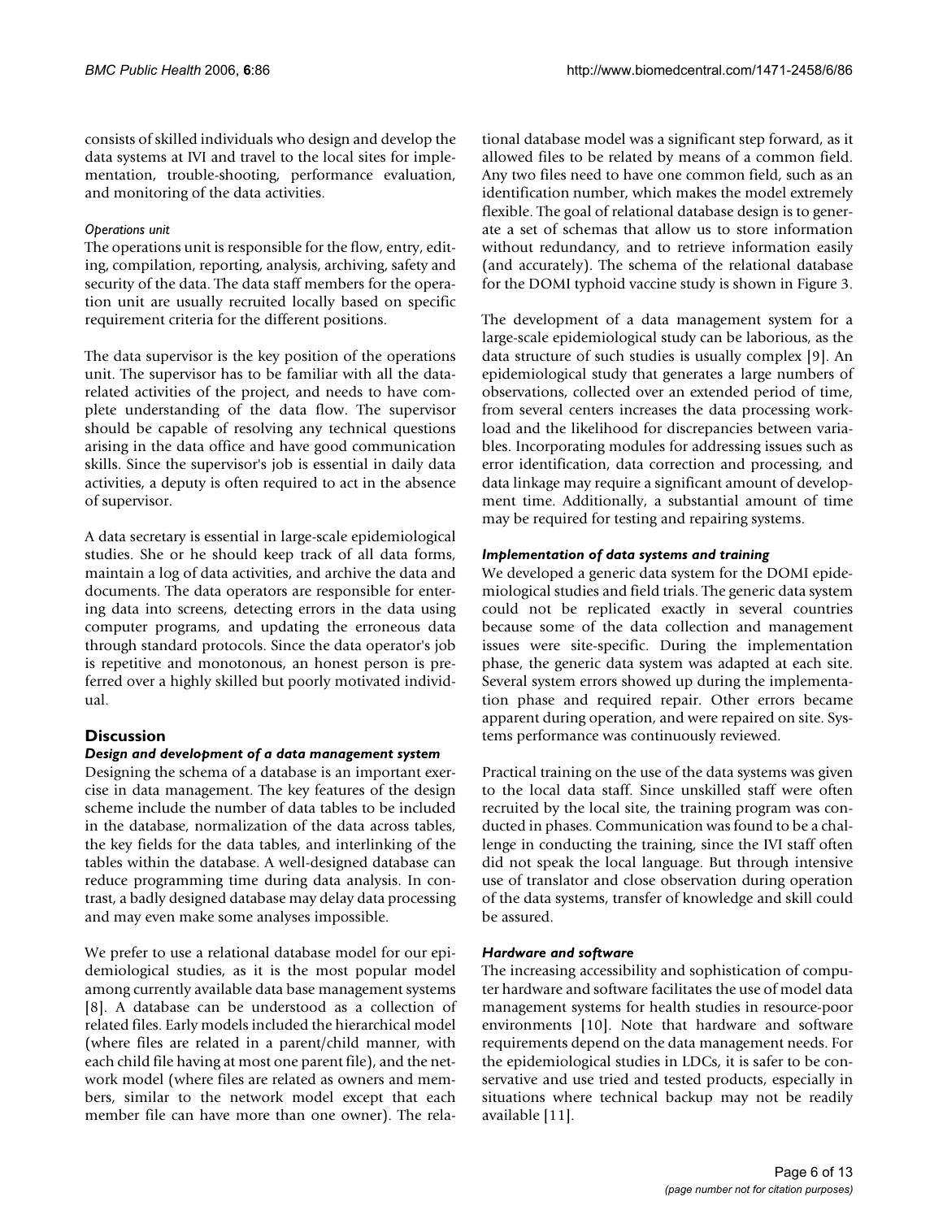consists of skilled individuals who design and develop the data systems at IVI and travel to the local sites for implementation, trouble-shooting, performance evaluation, and monitoring of the data activities.

#### *Operations unit*

The operations unit is responsible for the flow, entry, editing, compilation, reporting, analysis, archiving, safety and security of the data. The data staff members for the operation unit are usually recruited locally based on specific requirement criteria for the different positions.

The data supervisor is the key position of the operations unit. The supervisor has to be familiar with all the data-related activities of the project, and needs to have complete understanding of the data flow. The supervisor should be capable of resolving any technical questions arising in the data office and have good communication skills. Since the supervisor's job is essential in daily data activities, a deputy is often required to act in the absence of supervisor.

A data secretary is essential in large-scale epidemiological studies. She or he should keep track of all data forms, maintain a log of data activities, and archive the data and documents. The data operators are responsible for entering data into screens, detecting errors in the data using computer programs, and updating the erroneous data through standard protocols. Since the data operator's job is repetitive and monotonous, an honest person is preferred over a highly skilled but poorly motivated individual.

## Discussion

### *Design and development of a data management system*

Designing the schema of a database is an important exercise in data management. The key features of the design scheme include the number of data tables to be included in the database, normalization of the data across tables, the key fields for the data tables, and interlinking of the tables within the database. A well-designed database can reduce programming time during data analysis. In contrast, a badly designed database may delay data processing and may even make some analyses impossible.

We prefer to use a relational database model for our epidemiological studies, as it is the most popular model among currently available data base management systems [8]. A database can be understood as a collection of related files. Early models included the hierarchical model (where files are related in a parent/child manner, with each child file having at most one parent file), and the network model (where files are related as owners and members, similar to the network model except that each member file can have more than one owner). The relational database model was a significant step forward, as it allowed files to be related by means of a common field. Any two files need to have one common field, such as an identification number, which makes the model extremely flexible. The goal of relational database design is to generate a set of schemas that allow us to store information without redundancy, and to retrieve information easily (and accurately). The schema of the relational database for the DOMI typhoid vaccine study is shown in Figure 3.

The development of a data management system for a large-scale epidemiological study can be laborious, as the data structure of such studies is usually complex [9]. An epidemiological study that generates a large numbers of observations, collected over an extended period of time, from several centers increases the data processing workload and the likelihood for discrepancies between variables. Incorporating modules for addressing issues such as error identification, data correction and processing, and data linkage may require a significant amount of development time. Additionally, a substantial amount of time may be required for testing and repairing systems.

### *Implementation of data systems and training*

We developed a generic data system for the DOMI epidemiological studies and field trials. The generic data system could not be replicated exactly in several countries because some of the data collection and management issues were site-specific. During the implementation phase, the generic data system was adapted at each site. Several system errors showed up during the implementation phase and required repair. Other errors became apparent during operation, and were repaired on site. Systems performance was continuously reviewed.

Practical training on the use of the data systems was given to the local data staff. Since unskilled staff were often recruited by the local site, the training program was conducted in phases. Communication was found to be a challenge in conducting the training, since the IVI staff often did not speak the local language. But through intensive use of translator and close observation during operation of the data systems, transfer of knowledge and skill could be assured.

### *Hardware and software*

The increasing accessibility and sophistication of computer hardware and software facilitates the use of model data management systems for health studies in resource-poor environments [10]. Note that hardware and software requirements depend on the data management needs. For the epidemiological studies in LDCs, it is safer to be conservative and use tried and tested products, especially in situations where technical backup may not be readily available [11].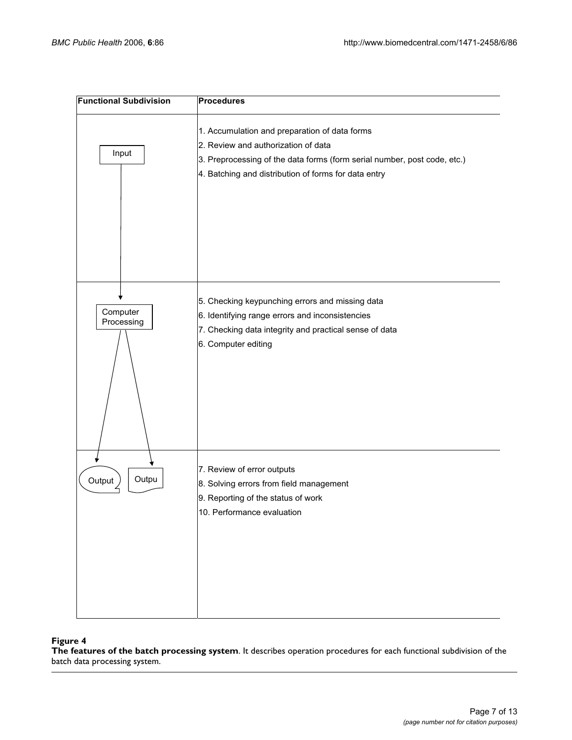| Functional Subdivision | Procedures |
|---|---|
| Input | 1. Accumulation and preparation of data forms<br>2. Review and authorization of data<br>3. Preprocessing of the data forms (form serial number, post code, etc.)<br>4. Batching and distribution of forms for data entry |
| Computer Processing | 5. Checking keypunching errors and missing data<br>6. Identifying range errors and inconsistencies<br>7. Checking data integrity and practical sense of data<br>6. Computer editing |
| Output / Outpu | 7. Review of error outputs<br>8. Solving errors from field management<br>9. Reporting of the status of work<br>10. Performance evaluation |

**Figure 4**

**The features of the batch processing system**. It describes operation procedures for each functional subdivision of the batch data processing system.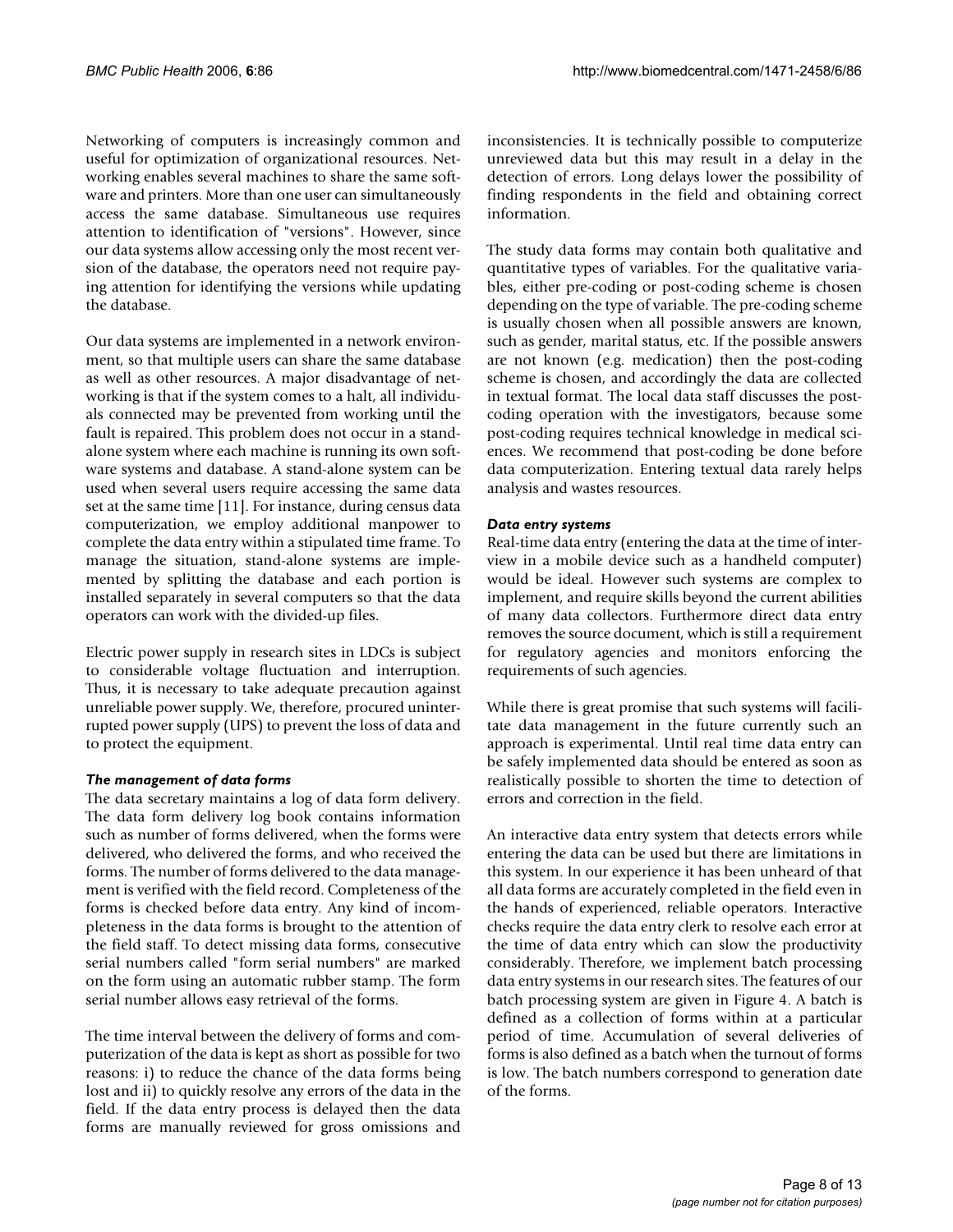Networking of computers is increasingly common and useful for optimization of organizational resources. Networking enables several machines to share the same software and printers. More than one user can simultaneously access the same database. Simultaneous use requires attention to identification of "versions". However, since our data systems allow accessing only the most recent version of the database, the operators need not require paying attention for identifying the versions while updating the database.

Our data systems are implemented in a network environment, so that multiple users can share the same database as well as other resources. A major disadvantage of networking is that if the system comes to a halt, all individuals connected may be prevented from working until the fault is repaired. This problem does not occur in a stand-alone system where each machine is running its own software systems and database. A stand-alone system can be used when several users require accessing the same data set at the same time [11]. For instance, during census data computerization, we employ additional manpower to complete the data entry within a stipulated time frame. To manage the situation, stand-alone systems are implemented by splitting the database and each portion is installed separately in several computers so that the data operators can work with the divided-up files.

Electric power supply in research sites in LDCs is subject to considerable voltage fluctuation and interruption. Thus, it is necessary to take adequate precaution against unreliable power supply. We, therefore, procured uninterrupted power supply (UPS) to prevent the loss of data and to protect the equipment.

### *The management of data forms*

The data secretary maintains a log of data form delivery. The data form delivery log book contains information such as number of forms delivered, when the forms were delivered, who delivered the forms, and who received the forms. The number of forms delivered to the data management is verified with the field record. Completeness of the forms is checked before data entry. Any kind of incompleteness in the data forms is brought to the attention of the field staff. To detect missing data forms, consecutive serial numbers called "form serial numbers" are marked on the form using an automatic rubber stamp. The form serial number allows easy retrieval of the forms.

The time interval between the delivery of forms and computerization of the data is kept as short as possible for two reasons: i) to reduce the chance of the data forms being lost and ii) to quickly resolve any errors of the data in the field. If the data entry process is delayed then the data forms are manually reviewed for gross omissions and inconsistencies. It is technically possible to computerize unreviewed data but this may result in a delay in the detection of errors. Long delays lower the possibility of finding respondents in the field and obtaining correct information.

The study data forms may contain both qualitative and quantitative types of variables. For the qualitative variables, either pre-coding or post-coding scheme is chosen depending on the type of variable. The pre-coding scheme is usually chosen when all possible answers are known, such as gender, marital status, etc. If the possible answers are not known (e.g. medication) then the post-coding scheme is chosen, and accordingly the data are collected in textual format. The local data staff discusses the post-coding operation with the investigators, because some post-coding requires technical knowledge in medical sciences. We recommend that post-coding be done before data computerization. Entering textual data rarely helps analysis and wastes resources.

### *Data entry systems*

Real-time data entry (entering the data at the time of interview in a mobile device such as a handheld computer) would be ideal. However such systems are complex to implement, and require skills beyond the current abilities of many data collectors. Furthermore direct data entry removes the source document, which is still a requirement for regulatory agencies and monitors enforcing the requirements of such agencies.

While there is great promise that such systems will facilitate data management in the future currently such an approach is experimental. Until real time data entry can be safely implemented data should be entered as soon as realistically possible to shorten the time to detection of errors and correction in the field.

An interactive data entry system that detects errors while entering the data can be used but there are limitations in this system. In our experience it has been unheard of that all data forms are accurately completed in the field even in the hands of experienced, reliable operators. Interactive checks require the data entry clerk to resolve each error at the time of data entry which can slow the productivity considerably. Therefore, we implement batch processing data entry systems in our research sites. The features of our batch processing system are given in Figure 4. A batch is defined as a collection of forms within at a particular period of time. Accumulation of several deliveries of forms is also defined as a batch when the turnout of forms is low. The batch numbers correspond to generation date of the forms.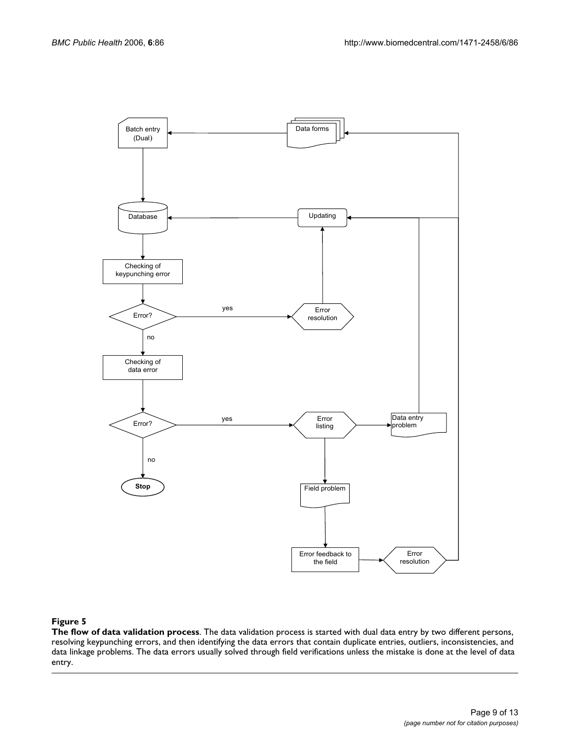**Figure 5**

**The flow of data validation process**. The data validation process is started with dual data entry by two different persons, resolving keypunching errors, and then identifying the data errors that contain duplicate entries, outliers, inconsistencies, and data linkage problems. The data errors usually solved through field verifications unless the mistake is done at the level of data entry.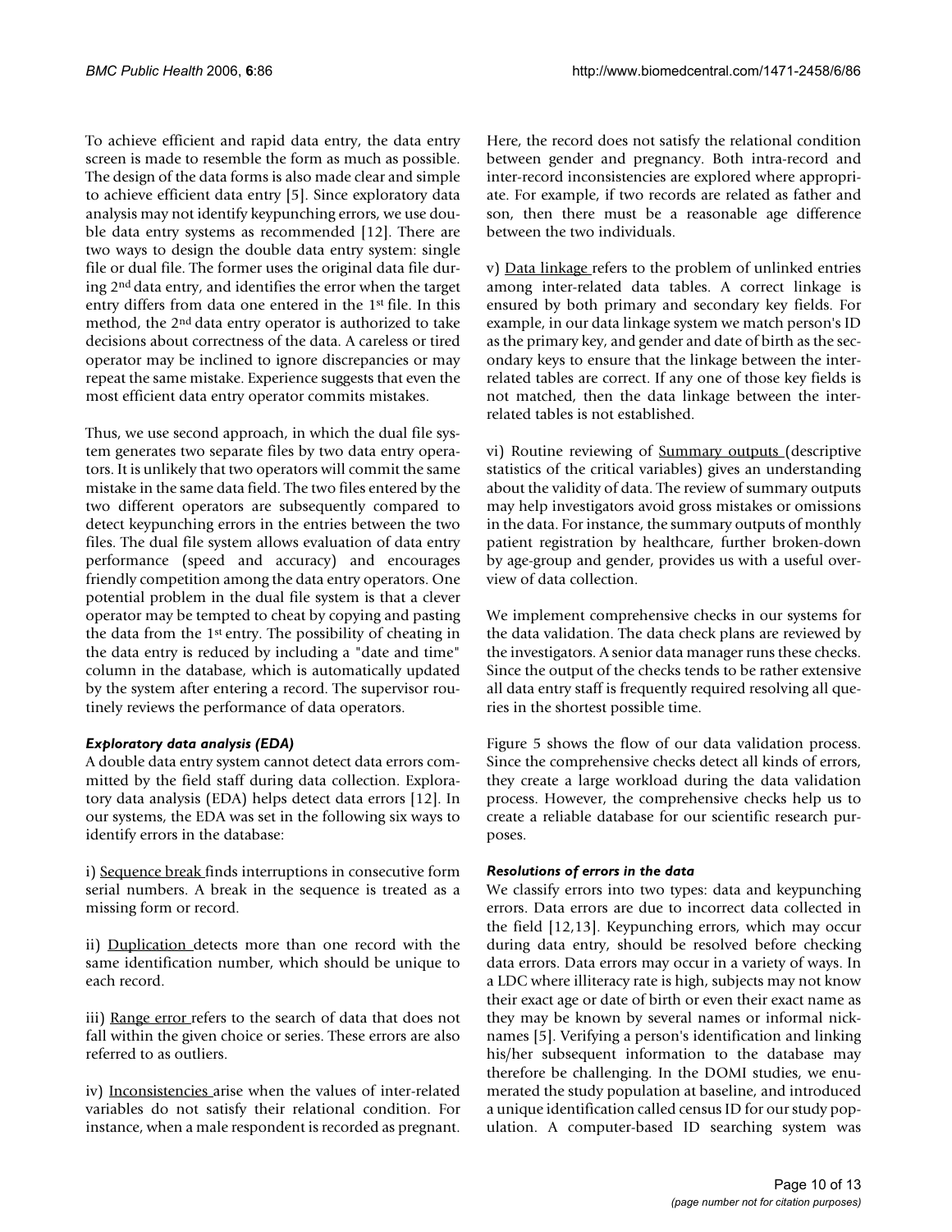To achieve efficient and rapid data entry, the data entry screen is made to resemble the form as much as possible. The design of the data forms is also made clear and simple to achieve efficient data entry [5]. Since exploratory data analysis may not identify keypunching errors, we use double data entry systems as recommended [12]. There are two ways to design the double data entry system: single file or dual file. The former uses the original data file during 2nd data entry, and identifies the error when the target entry differs from data one entered in the 1st file. In this method, the 2nd data entry operator is authorized to take decisions about correctness of the data. A careless or tired operator may be inclined to ignore discrepancies or may repeat the same mistake. Experience suggests that even the most efficient data entry operator commits mistakes.

Thus, we use second approach, in which the dual file system generates two separate files by two data entry operators. It is unlikely that two operators will commit the same mistake in the same data field. The two files entered by the two different operators are subsequently compared to detect keypunching errors in the entries between the two files. The dual file system allows evaluation of data entry performance (speed and accuracy) and encourages friendly competition among the data entry operators. One potential problem in the dual file system is that a clever operator may be tempted to cheat by copying and pasting the data from the 1st entry. The possibility of cheating in the data entry is reduced by including a "date and time" column in the database, which is automatically updated by the system after entering a record. The supervisor routinely reviews the performance of data operators.

### *Exploratory data analysis (EDA)*

A double data entry system cannot detect data errors committed by the field staff during data collection. Exploratory data analysis (EDA) helps detect data errors [12]. In our systems, the EDA was set in the following six ways to identify errors in the database:

i) Sequence break finds interruptions in consecutive form serial numbers. A break in the sequence is treated as a missing form or record.

ii) Duplication detects more than one record with the same identification number, which should be unique to each record.

iii) Range error refers to the search of data that does not fall within the given choice or series. These errors are also referred to as outliers.

iv) Inconsistencies arise when the values of inter-related variables do not satisfy their relational condition. For instance, when a male respondent is recorded as pregnant. Here, the record does not satisfy the relational condition between gender and pregnancy. Both intra-record and inter-record inconsistencies are explored where appropriate. For example, if two records are related as father and son, then there must be a reasonable age difference between the two individuals.

v) Data linkage refers to the problem of unlinked entries among inter-related data tables. A correct linkage is ensured by both primary and secondary key fields. For example, in our data linkage system we match person's ID as the primary key, and gender and date of birth as the secondary keys to ensure that the linkage between the inter-related tables are correct. If any one of those key fields is not matched, then the data linkage between the inter-related tables is not established.

vi) Routine reviewing of Summary outputs (descriptive statistics of the critical variables) gives an understanding about the validity of data. The review of summary outputs may help investigators avoid gross mistakes or omissions in the data. For instance, the summary outputs of monthly patient registration by healthcare, further broken-down by age-group and gender, provides us with a useful overview of data collection.

We implement comprehensive checks in our systems for the data validation. The data check plans are reviewed by the investigators. A senior data manager runs these checks. Since the output of the checks tends to be rather extensive all data entry staff is frequently required resolving all queries in the shortest possible time.

Figure 5 shows the flow of our data validation process. Since the comprehensive checks detect all kinds of errors, they create a large workload during the data validation process. However, the comprehensive checks help us to create a reliable database for our scientific research purposes.

### *Resolutions of errors in the data*

We classify errors into two types: data and keypunching errors. Data errors are due to incorrect data collected in the field [12,13]. Keypunching errors, which may occur during data entry, should be resolved before checking data errors. Data errors may occur in a variety of ways. In a LDC where illiteracy rate is high, subjects may not know their exact age or date of birth or even their exact name as they may be known by several names or informal nicknames [5]. Verifying a person's identification and linking his/her subsequent information to the database may therefore be challenging. In the DOMI studies, we enumerated the study population at baseline, and introduced a unique identification called census ID for our study population. A computer-based ID searching system was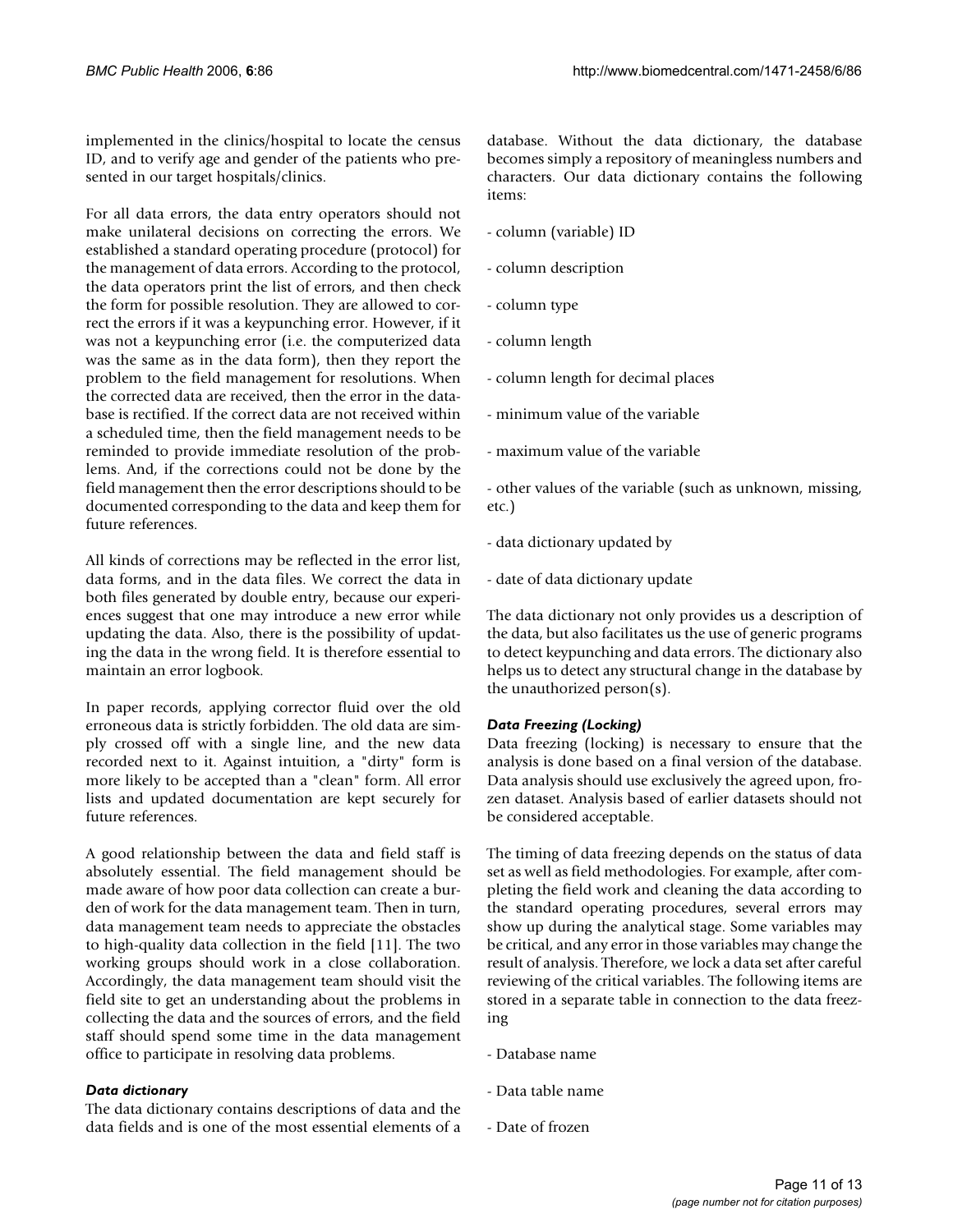implemented in the clinics/hospital to locate the census ID, and to verify age and gender of the patients who presented in our target hospitals/clinics.

For all data errors, the data entry operators should not make unilateral decisions on correcting the errors. We established a standard operating procedure (protocol) for the management of data errors. According to the protocol, the data operators print the list of errors, and then check the form for possible resolution. They are allowed to correct the errors if it was a keypunching error. However, if it was not a keypunching error (i.e. the computerized data was the same as in the data form), then they report the problem to the field management for resolutions. When the corrected data are received, then the error in the database is rectified. If the correct data are not received within a scheduled time, then the field management needs to be reminded to provide immediate resolution of the problems. And, if the corrections could not be done by the field management then the error descriptions should to be documented corresponding to the data and keep them for future references.

All kinds of corrections may be reflected in the error list, data forms, and in the data files. We correct the data in both files generated by double entry, because our experiences suggest that one may introduce a new error while updating the data. Also, there is the possibility of updating the data in the wrong field. It is therefore essential to maintain an error logbook.

In paper records, applying corrector fluid over the old erroneous data is strictly forbidden. The old data are simply crossed off with a single line, and the new data recorded next to it. Against intuition, a "dirty" form is more likely to be accepted than a "clean" form. All error lists and updated documentation are kept securely for future references.

A good relationship between the data and field staff is absolutely essential. The field management should be made aware of how poor data collection can create a burden of work for the data management team. Then in turn, data management team needs to appreciate the obstacles to high-quality data collection in the field [11]. The two working groups should work in a close collaboration. Accordingly, the data management team should visit the field site to get an understanding about the problems in collecting the data and the sources of errors, and the field staff should spend some time in the data management office to participate in resolving data problems.

### *Data dictionary*

The data dictionary contains descriptions of data and the data fields and is one of the most essential elements of a database. Without the data dictionary, the database becomes simply a repository of meaningless numbers and characters. Our data dictionary contains the following items:

- column (variable) ID
- column description
- column type
- column length
- column length for decimal places
- minimum value of the variable
- maximum value of the variable
- other values of the variable (such as unknown, missing, etc.)
- data dictionary updated by
- date of data dictionary update

The data dictionary not only provides us a description of the data, but also facilitates us the use of generic programs to detect keypunching and data errors. The dictionary also helps us to detect any structural change in the database by the unauthorized person(s).

### *Data Freezing (Locking)*

Data freezing (locking) is necessary to ensure that the analysis is done based on a final version of the database. Data analysis should use exclusively the agreed upon, frozen dataset. Analysis based of earlier datasets should not be considered acceptable.

The timing of data freezing depends on the status of data set as well as field methodologies. For example, after completing the field work and cleaning the data according to the standard operating procedures, several errors may show up during the analytical stage. Some variables may be critical, and any error in those variables may change the result of analysis. Therefore, we lock a data set after careful reviewing of the critical variables. The following items are stored in a separate table in connection to the data freezing

- Database name
- Data table name
- Date of frozen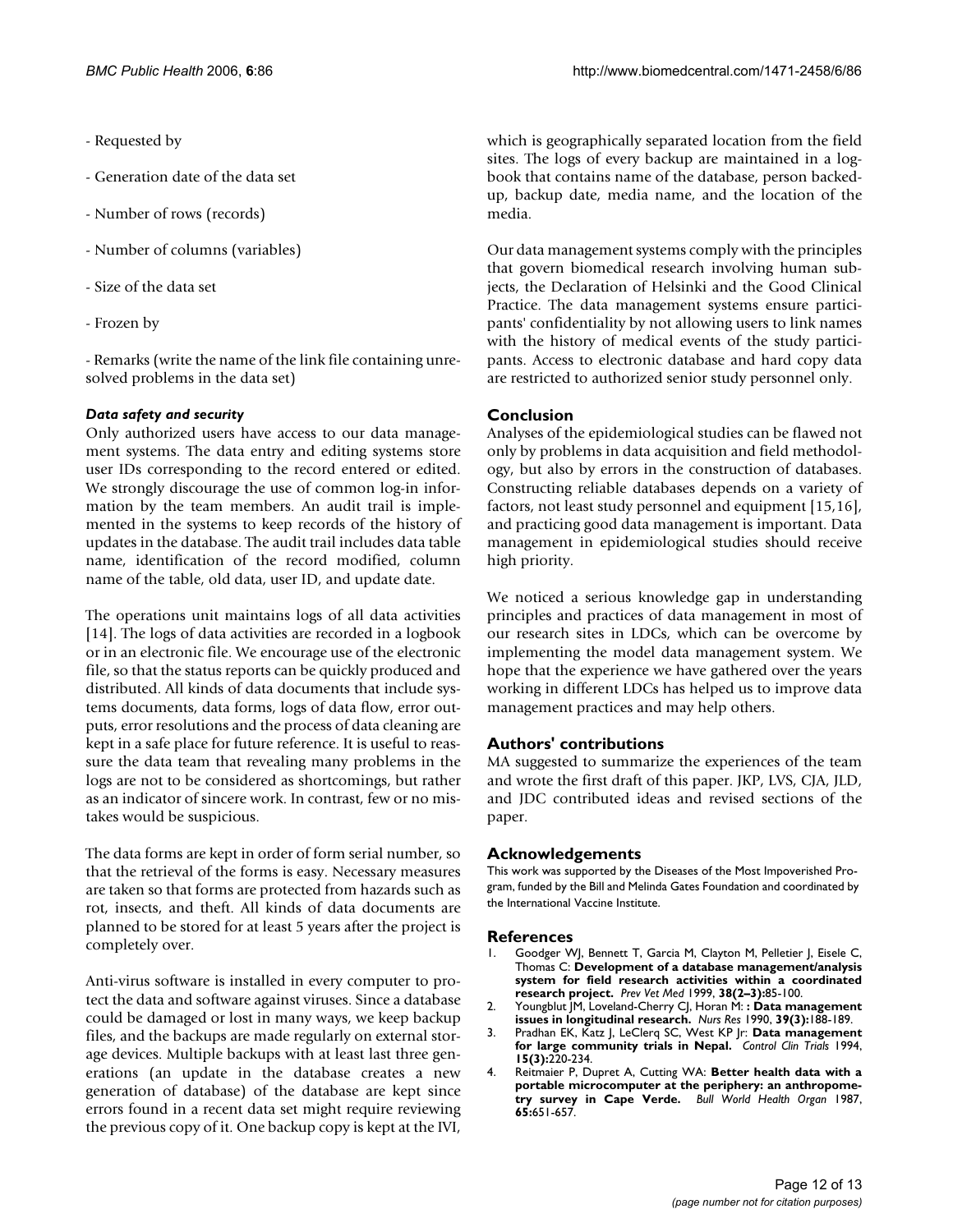- Requested by

- Generation date of the data set

- Number of rows (records)

- Number of columns (variables)

- Size of the data set

- Frozen by

- Remarks (write the name of the link file containing unresolved problems in the data set)

### *Data safety and security*

Only authorized users have access to our data management systems. The data entry and editing systems store user IDs corresponding to the record entered or edited. We strongly discourage the use of common log-in information by the team members. An audit trail is implemented in the systems to keep records of the history of updates in the database. The audit trail includes data table name, identification of the record modified, column name of the table, old data, user ID, and update date.

The operations unit maintains logs of all data activities [14]. The logs of data activities are recorded in a logbook or in an electronic file. We encourage use of the electronic file, so that the status reports can be quickly produced and distributed. All kinds of data documents that include systems documents, data forms, logs of data flow, error outputs, error resolutions and the process of data cleaning are kept in a safe place for future reference. It is useful to reassure the data team that revealing many problems in the logs are not to be considered as shortcomings, but rather as an indicator of sincere work. In contrast, few or no mistakes would be suspicious.

The data forms are kept in order of form serial number, so that the retrieval of the forms is easy. Necessary measures are taken so that forms are protected from hazards such as rot, insects, and theft. All kinds of data documents are planned to be stored for at least 5 years after the project is completely over.

Anti-virus software is installed in every computer to protect the data and software against viruses. Since a database could be damaged or lost in many ways, we keep backup files, and the backups are made regularly on external storage devices. Multiple backups with at least last three generations (an update in the database creates a new generation of database) of the database are kept since errors found in a recent data set might require reviewing the previous copy of it. One backup copy is kept at the IVI, which is geographically separated location from the field sites. The logs of every backup are maintained in a logbook that contains name of the database, person backed-up, backup date, media name, and the location of the media.

Our data management systems comply with the principles that govern biomedical research involving human subjects, the Declaration of Helsinki and the Good Clinical Practice. The data management systems ensure participants' confidentiality by not allowing users to link names with the history of medical events of the study participants. Access to electronic database and hard copy data are restricted to authorized senior study personnel only.

## Conclusion

Analyses of the epidemiological studies can be flawed not only by problems in data acquisition and field methodology, but also by errors in the construction of databases. Constructing reliable databases depends on a variety of factors, not least study personnel and equipment [15,16], and practicing good data management is important. Data management in epidemiological studies should receive high priority.

We noticed a serious knowledge gap in understanding principles and practices of data management in most of our research sites in LDCs, which can be overcome by implementing the model data management system. We hope that the experience we have gathered over the years working in different LDCs has helped us to improve data management practices and may help others.

## Authors' contributions

MA suggested to summarize the experiences of the team and wrote the first draft of this paper. JKP, LVS, CJA, JLD, and JDC contributed ideas and revised sections of the paper.

## Acknowledgements

This work was supported by the Diseases of the Most Impoverished Program, funded by the Bill and Melinda Gates Foundation and coordinated by the International Vaccine Institute.

## References

1. Goodger WJ, Bennett T, Garcia M, Clayton M, Pelletier J, Eisele C, Thomas C: **Development of a database management/analysis system for field research activities within a coordinated research project.** *Prev Vet Med* 1999, **38(2–3):**85-100.
2. Youngblut JM, Loveland-Cherry CJ, Horan M: **: Data management issues in longitudinal research.** *Nurs Res* 1990, **39(3):**188-189.
3. Pradhan EK, Katz J, LeClerq SC, West KP Jr: **Data management for large community trials in Nepal.** *Control Clin Trials* 1994, **15(3):**220-234.
4. Reitmaier P, Dupret A, Cutting WA: **Better health data with a portable microcomputer at the periphery: an anthropometry survey in Cape Verde.** *Bull World Health Organ* 1987, **65:**651-657.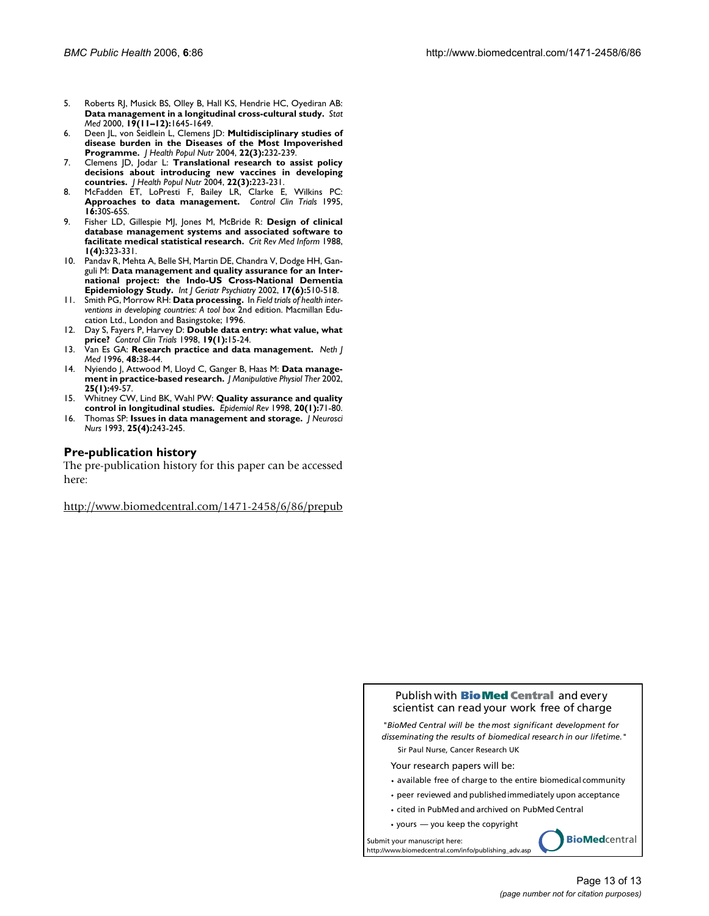5. Roberts RJ, Musick BS, Olley B, Hall KS, Hendrie HC, Oyediran AB: **Data management in a longitudinal cross-cultural study.** *Stat Med* 2000, **19(11–12):**1645-1649.
6. Deen JL, von Seidlein L, Clemens JD: **Multidisciplinary studies of disease burden in the Diseases of the Most Impoverished Programme.** *J Health Popul Nutr* 2004, **22(3):**232-239.
7. Clemens JD, Jodar L: **Translational research to assist policy decisions about introducing new vaccines in developing countries.** *J Health Popul Nutr* 2004, **22(3):**223-231.
8. McFadden ET, LoPresti F, Bailey LR, Clarke E, Wilkins PC: **Approaches to data management.** *Control Clin Trials* 1995, **16:**30S-65S.
9. Fisher LD, Gillespie MJ, Jones M, McBride R: **Design of clinical database management systems and associated software to facilitate medical statistical research.** *Crit Rev Med Inform* 1988, **1(4):**323-331.
10. Pandav R, Mehta A, Belle SH, Martin DE, Chandra V, Dodge HH, Ganguli M: **Data management and quality assurance for an International project: the Indo-US Cross-National Dementia Epidemiology Study.** *Int J Geriatr Psychiatry* 2002, **17(6):**510-518.
11. Smith PG, Morrow RH: **Data processing.** In *Field trials of health interventions in developing countries: A tool box* 2nd edition. Macmillan Education Ltd., London and Basingstoke; 1996.
12. Day S, Fayers P, Harvey D: **Double data entry: what value, what price?** *Control Clin Trials* 1998, **19(1):**15-24.
13. Van Es GA: **Research practice and data management.** *Neth J Med* 1996, **48:**38-44.
14. Nyiendo J, Attwood M, Lloyd C, Ganger B, Haas M: **Data management in practice-based research.** *J Manipulative Physiol Ther* 2002, **25(1):**49-57.
15. Whitney CW, Lind BK, Wahl PW: **Quality assurance and quality control in longitudinal studies.** *Epidemiol Rev* 1998, **20(1):**71-80.
16. Thomas SP: **Issues in data management and storage.** *J Neurosci Nurs* 1993, **25(4):**243-245.

## Pre-publication history

The pre-publication history for this paper can be accessed here:

http://www.biomedcentral.com/1471-2458/6/86/prepub

Publish with **BioMed Central** and every scientist can read your work free of charge

*"BioMed Central will be the most significant development for disseminating the results of biomedical research in our lifetime."*
Sir Paul Nurse, Cancer Research UK

Your research papers will be:

- available free of charge to the entire biomedical community
- peer reviewed and published immediately upon acceptance
- cited in PubMed and archived on PubMed Central
- yours — you keep the copyright

Submit your manuscript here:
http://www.biomedcentral.com/info/publishing_adv.asp

**BioMed**central